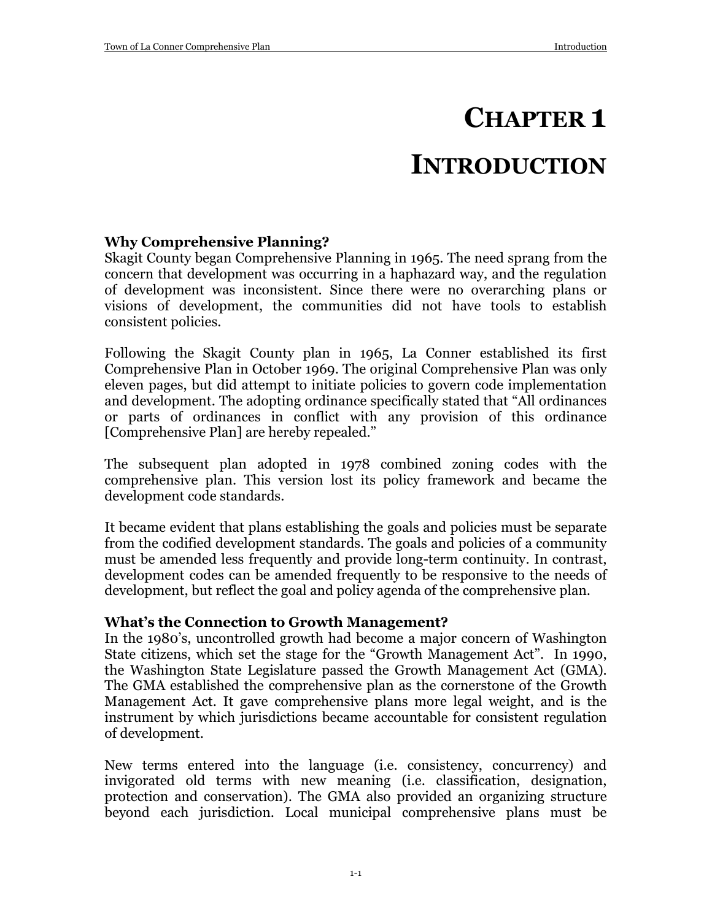# CHAPTER 1

# INTRODUCTION

### Why Comprehensive Planning?

Skagit County began Comprehensive Planning in 1965. The need sprang from the concern that development was occurring in a haphazard way, and the regulation of development was inconsistent. Since there were no overarching plans or visions of development, the communities did not have tools to establish consistent policies.

Following the Skagit County plan in 1965, La Conner established its first Comprehensive Plan in October 1969. The original Comprehensive Plan was only eleven pages, but did attempt to initiate policies to govern code implementation and development. The adopting ordinance specifically stated that "All ordinances or parts of ordinances in conflict with any provision of this ordinance [Comprehensive Plan] are hereby repealed."

The subsequent plan adopted in 1978 combined zoning codes with the comprehensive plan. This version lost its policy framework and became the development code standards.

It became evident that plans establishing the goals and policies must be separate from the codified development standards. The goals and policies of a community must be amended less frequently and provide long-term continuity. In contrast, development codes can be amended frequently to be responsive to the needs of development, but reflect the goal and policy agenda of the comprehensive plan.

### What's the Connection to Growth Management?

In the 1980's, uncontrolled growth had become a major concern of Washington State citizens, which set the stage for the "Growth Management Act". In 1990, the Washington State Legislature passed the Growth Management Act (GMA). The GMA established the comprehensive plan as the cornerstone of the Growth Management Act. It gave comprehensive plans more legal weight, and is the instrument by which jurisdictions became accountable for consistent regulation of development.

New terms entered into the language (i.e. consistency, concurrency) and invigorated old terms with new meaning (i.e. classification, designation, protection and conservation). The GMA also provided an organizing structure beyond each jurisdiction. Local municipal comprehensive plans must be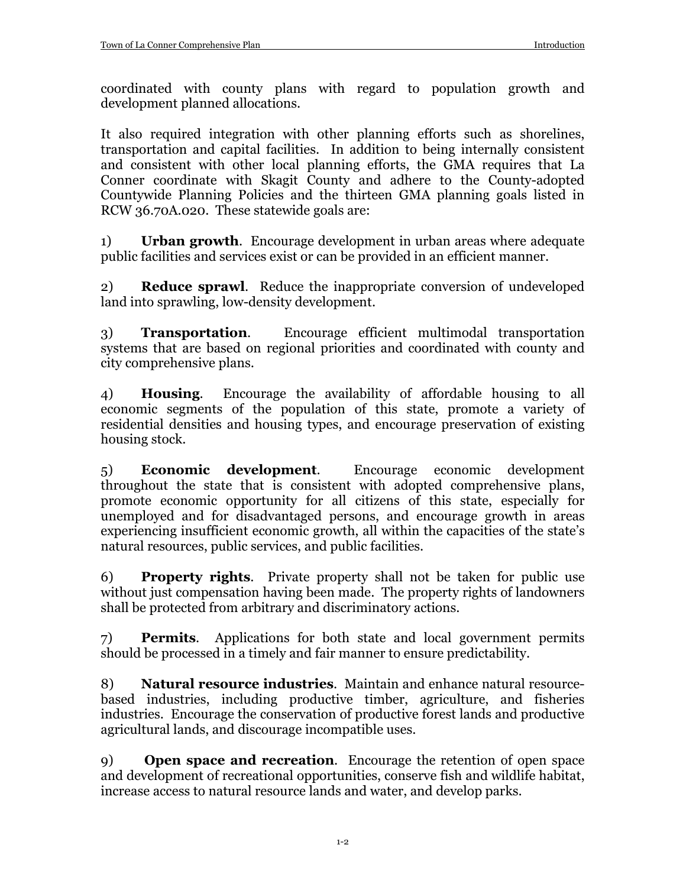coordinated with county plans with regard to population growth and development planned allocations.

It also required integration with other planning efforts such as shorelines, transportation and capital facilities. In addition to being internally consistent and consistent with other local planning efforts, the GMA requires that La Conner coordinate with Skagit County and adhere to the County-adopted Countywide Planning Policies and the thirteen GMA planning goals listed in RCW 36.70A.020. These statewide goals are:

1) **Urban growth**. Encourage development in urban areas where adequate public facilities and services exist or can be provided in an efficient manner.

2) **Reduce sprawl**. Reduce the inappropriate conversion of undeveloped land into sprawling, low-density development.

3) **Transportation**. Encourage efficient multimodal transportation systems that are based on regional priorities and coordinated with county and city comprehensive plans.

4) **Housing**. Encourage the availability of affordable housing to all economic segments of the population of this state, promote a variety of residential densities and housing types, and encourage preservation of existing housing stock.

5) **Economic development**. Encourage economic development throughout the state that is consistent with adopted comprehensive plans, promote economic opportunity for all citizens of this state, especially for unemployed and for disadvantaged persons, and encourage growth in areas experiencing insufficient economic growth, all within the capacities of the state's natural resources, public services, and public facilities.

6) **Property rights**. Private property shall not be taken for public use without just compensation having been made. The property rights of landowners shall be protected from arbitrary and discriminatory actions.

7) **Permits**. Applications for both state and local government permits should be processed in a timely and fair manner to ensure predictability.

8) **Natural resource industries**. Maintain and enhance natural resource-based industries, including productive timber, agriculture, and fisheries industries. Encourage the conservation of productive forest lands and productive agricultural lands, and discourage incompatible uses.

9) **Open space and recreation**. Encourage the retention of open space and development of recreational opportunities, conserve fish and wildlife habitat, increase access to natural resource lands and water, and develop parks.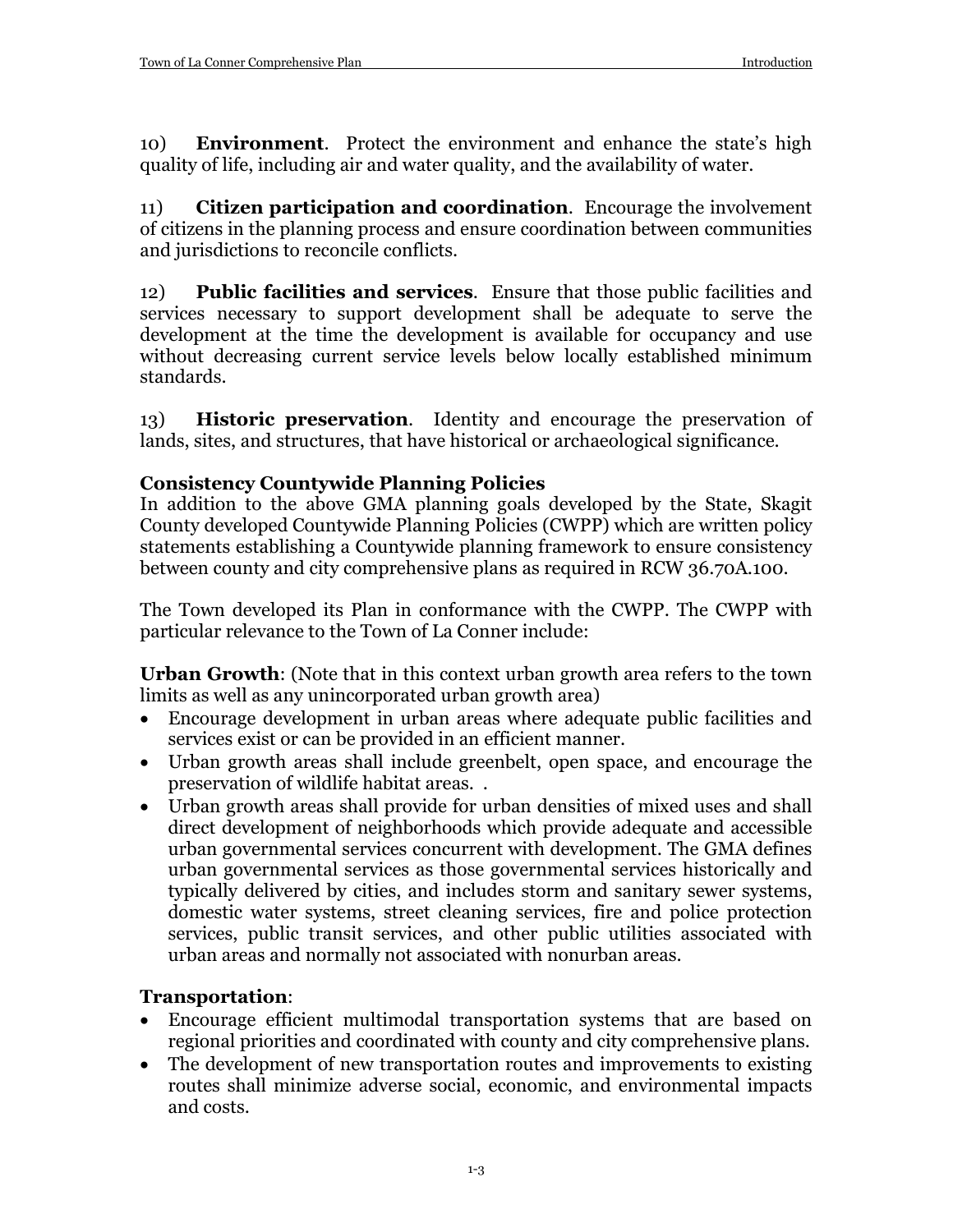10) **Environment**. Protect the environment and enhance the state's high quality of life, including air and water quality, and the availability of water.

11) **Citizen participation and coordination**. Encourage the involvement of citizens in the planning process and ensure coordination between communities and jurisdictions to reconcile conflicts.

12) **Public facilities and services**. Ensure that those public facilities and services necessary to support development shall be adequate to serve the development at the time the development is available for occupancy and use without decreasing current service levels below locally established minimum standards.

13) **Historic preservation**. Identity and encourage the preservation of lands, sites, and structures, that have historical or archaeological significance.

**Consistency Countywide Planning Policies**
In addition to the above GMA planning goals developed by the State, Skagit County developed Countywide Planning Policies (CWPP) which are written policy statements establishing a Countywide planning framework to ensure consistency between county and city comprehensive plans as required in RCW 36.70A.100.

The Town developed its Plan in conformance with the CWPP. The CWPP with particular relevance to the Town of La Conner include:

**Urban Growth**: (Note that in this context urban growth area refers to the town limits as well as any unincorporated urban growth area)

- Encourage development in urban areas where adequate public facilities and services exist or can be provided in an efficient manner.
- Urban growth areas shall include greenbelt, open space, and encourage the preservation of wildlife habitat areas. .
- Urban growth areas shall provide for urban densities of mixed uses and shall direct development of neighborhoods which provide adequate and accessible urban governmental services concurrent with development. The GMA defines urban governmental services as those governmental services historically and typically delivered by cities, and includes storm and sanitary sewer systems, domestic water systems, street cleaning services, fire and police protection services, public transit services, and other public utilities associated with urban areas and normally not associated with nonurban areas.

**Transportation**:

- Encourage efficient multimodal transportation systems that are based on regional priorities and coordinated with county and city comprehensive plans.
- The development of new transportation routes and improvements to existing routes shall minimize adverse social, economic, and environmental impacts and costs.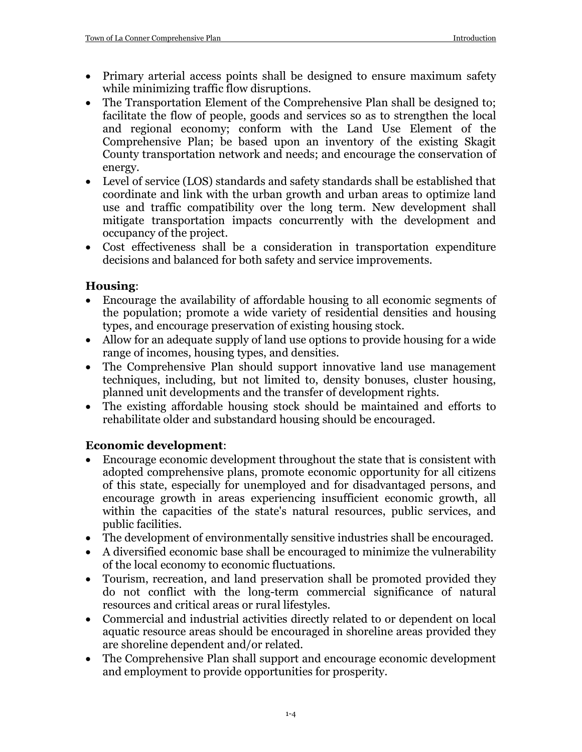- Primary arterial access points shall be designed to ensure maximum safety while minimizing traffic flow disruptions.
- The Transportation Element of the Comprehensive Plan shall be designed to; facilitate the flow of people, goods and services so as to strengthen the local and regional economy; conform with the Land Use Element of the Comprehensive Plan; be based upon an inventory of the existing Skagit County transportation network and needs; and encourage the conservation of energy.
- Level of service (LOS) standards and safety standards shall be established that coordinate and link with the urban growth and urban areas to optimize land use and traffic compatibility over the long term. New development shall mitigate transportation impacts concurrently with the development and occupancy of the project.
- Cost effectiveness shall be a consideration in transportation expenditure decisions and balanced for both safety and service improvements.

**Housing**:

- Encourage the availability of affordable housing to all economic segments of the population; promote a wide variety of residential densities and housing types, and encourage preservation of existing housing stock.
- Allow for an adequate supply of land use options to provide housing for a wide range of incomes, housing types, and densities.
- The Comprehensive Plan should support innovative land use management techniques, including, but not limited to, density bonuses, cluster housing, planned unit developments and the transfer of development rights.
- The existing affordable housing stock should be maintained and efforts to rehabilitate older and substandard housing should be encouraged.

**Economic development**:

- Encourage economic development throughout the state that is consistent with adopted comprehensive plans, promote economic opportunity for all citizens of this state, especially for unemployed and for disadvantaged persons, and encourage growth in areas experiencing insufficient economic growth, all within the capacities of the state's natural resources, public services, and public facilities.
- The development of environmentally sensitive industries shall be encouraged.
- A diversified economic base shall be encouraged to minimize the vulnerability of the local economy to economic fluctuations.
- Tourism, recreation, and land preservation shall be promoted provided they do not conflict with the long-term commercial significance of natural resources and critical areas or rural lifestyles.
- Commercial and industrial activities directly related to or dependent on local aquatic resource areas should be encouraged in shoreline areas provided they are shoreline dependent and/or related.
- The Comprehensive Plan shall support and encourage economic development and employment to provide opportunities for prosperity.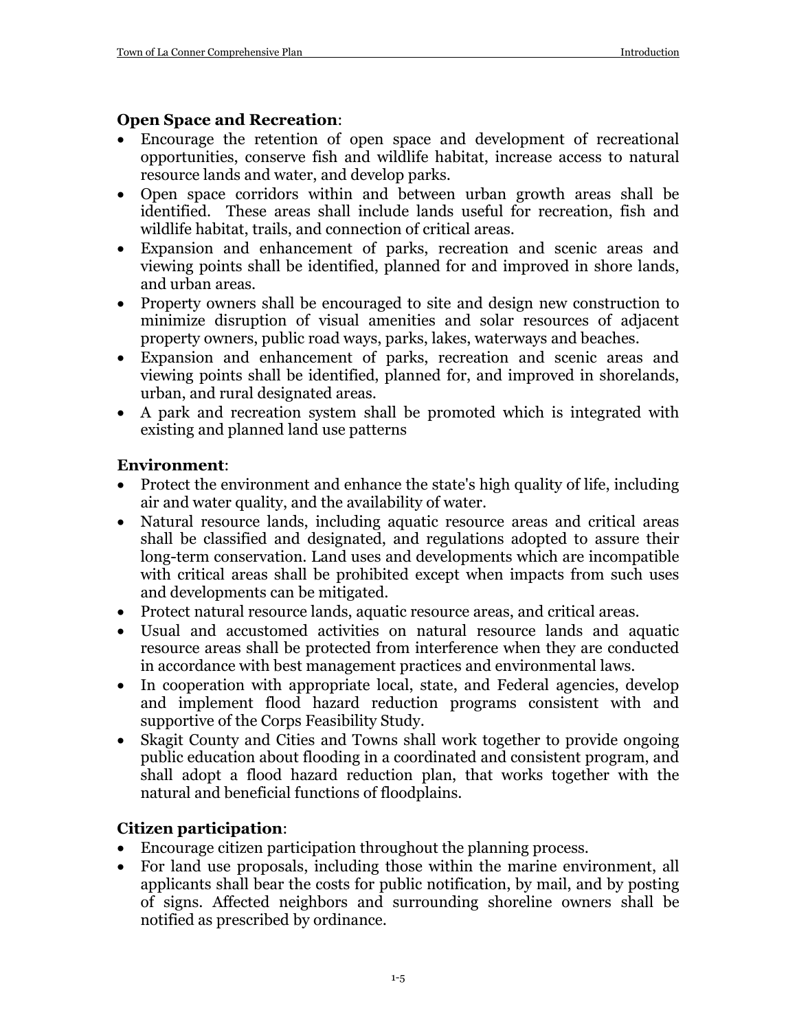**Open Space and Recreation**:

- Encourage the retention of open space and development of recreational opportunities, conserve fish and wildlife habitat, increase access to natural resource lands and water, and develop parks.
- Open space corridors within and between urban growth areas shall be identified. These areas shall include lands useful for recreation, fish and wildlife habitat, trails, and connection of critical areas.
- Expansion and enhancement of parks, recreation and scenic areas and viewing points shall be identified, planned for and improved in shore lands, and urban areas.
- Property owners shall be encouraged to site and design new construction to minimize disruption of visual amenities and solar resources of adjacent property owners, public road ways, parks, lakes, waterways and beaches.
- Expansion and enhancement of parks, recreation and scenic areas and viewing points shall be identified, planned for, and improved in shorelands, urban, and rural designated areas.
- A park and recreation system shall be promoted which is integrated with existing and planned land use patterns

**Environment**:

- Protect the environment and enhance the state's high quality of life, including air and water quality, and the availability of water.
- Natural resource lands, including aquatic resource areas and critical areas shall be classified and designated, and regulations adopted to assure their long-term conservation. Land uses and developments which are incompatible with critical areas shall be prohibited except when impacts from such uses and developments can be mitigated.
- Protect natural resource lands, aquatic resource areas, and critical areas.
- Usual and accustomed activities on natural resource lands and aquatic resource areas shall be protected from interference when they are conducted in accordance with best management practices and environmental laws.
- In cooperation with appropriate local, state, and Federal agencies, develop and implement flood hazard reduction programs consistent with and supportive of the Corps Feasibility Study.
- Skagit County and Cities and Towns shall work together to provide ongoing public education about flooding in a coordinated and consistent program, and shall adopt a flood hazard reduction plan, that works together with the natural and beneficial functions of floodplains.

**Citizen participation**:

- Encourage citizen participation throughout the planning process.
- For land use proposals, including those within the marine environment, all applicants shall bear the costs for public notification, by mail, and by posting of signs. Affected neighbors and surrounding shoreline owners shall be notified as prescribed by ordinance.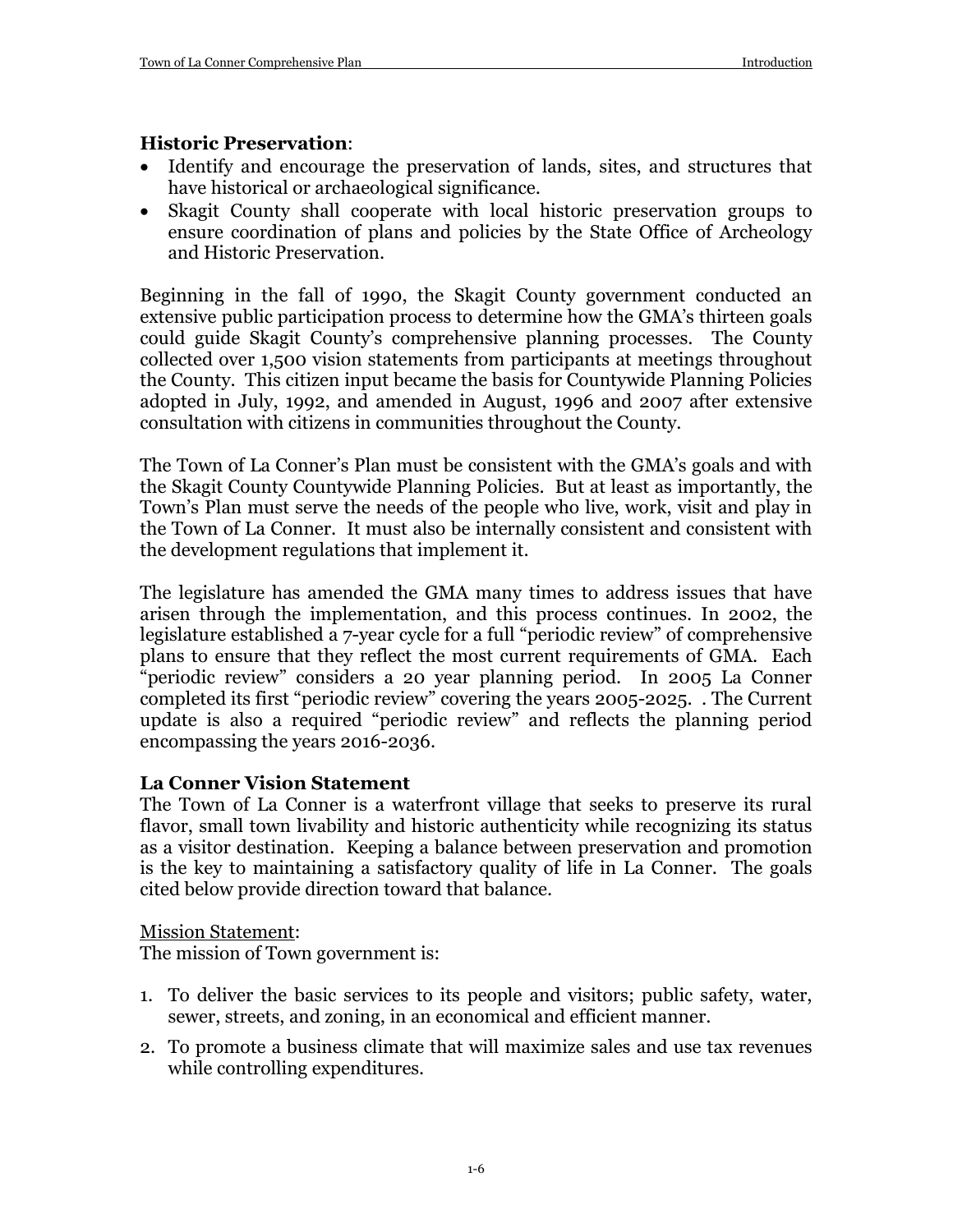**Historic Preservation**:

- Identify and encourage the preservation of lands, sites, and structures that have historical or archaeological significance.
- Skagit County shall cooperate with local historic preservation groups to ensure coordination of plans and policies by the State Office of Archeology and Historic Preservation.

Beginning in the fall of 1990, the Skagit County government conducted an extensive public participation process to determine how the GMA's thirteen goals could guide Skagit County's comprehensive planning processes. The County collected over 1,500 vision statements from participants at meetings throughout the County. This citizen input became the basis for Countywide Planning Policies adopted in July, 1992, and amended in August, 1996 and 2007 after extensive consultation with citizens in communities throughout the County.

The Town of La Conner's Plan must be consistent with the GMA's goals and with the Skagit County Countywide Planning Policies. But at least as importantly, the Town's Plan must serve the needs of the people who live, work, visit and play in the Town of La Conner. It must also be internally consistent and consistent with the development regulations that implement it.

The legislature has amended the GMA many times to address issues that have arisen through the implementation, and this process continues. In 2002, the legislature established a 7-year cycle for a full "periodic review" of comprehensive plans to ensure that they reflect the most current requirements of GMA. Each "periodic review" considers a 20 year planning period. In 2005 La Conner completed its first "periodic review" covering the years 2005-2025. . The Current update is also a required "periodic review" and reflects the planning period encompassing the years 2016-2036.

**La Conner Vision Statement**

The Town of La Conner is a waterfront village that seeks to preserve its rural flavor, small town livability and historic authenticity while recognizing its status as a visitor destination. Keeping a balance between preservation and promotion is the key to maintaining a satisfactory quality of life in La Conner. The goals cited below provide direction toward that balance.

<u>Mission Statement</u>:

The mission of Town government is:

1. To deliver the basic services to its people and visitors; public safety, water, sewer, streets, and zoning, in an economical and efficient manner.
2. To promote a business climate that will maximize sales and use tax revenues while controlling expenditures.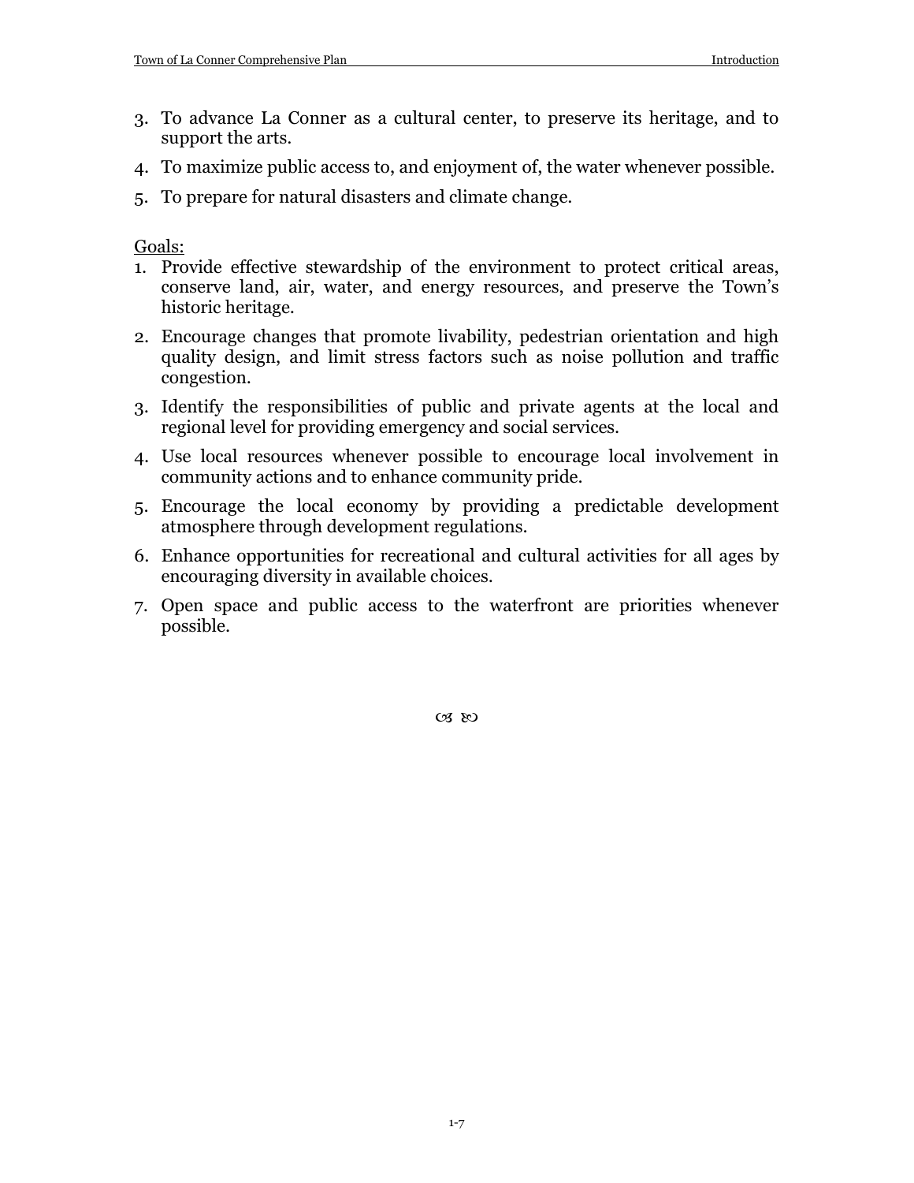3. To advance La Conner as a cultural center, to preserve its heritage, and to support the arts.
4. To maximize public access to, and enjoyment of, the water whenever possible.
5. To prepare for natural disasters and climate change.

Goals:

1. Provide effective stewardship of the environment to protect critical areas, conserve land, air, water, and energy resources, and preserve the Town's historic heritage.
2. Encourage changes that promote livability, pedestrian orientation and high quality design, and limit stress factors such as noise pollution and traffic congestion.
3. Identify the responsibilities of public and private agents at the local and regional level for providing emergency and social services.
4. Use local resources whenever possible to encourage local involvement in community actions and to enhance community pride.
5. Encourage the local economy by providing a predictable development atmosphere through development regulations.
6. Enhance opportunities for recreational and cultural activities for all ages by encouraging diversity in available choices.
7. Open space and public access to the waterfront are priorities whenever possible.